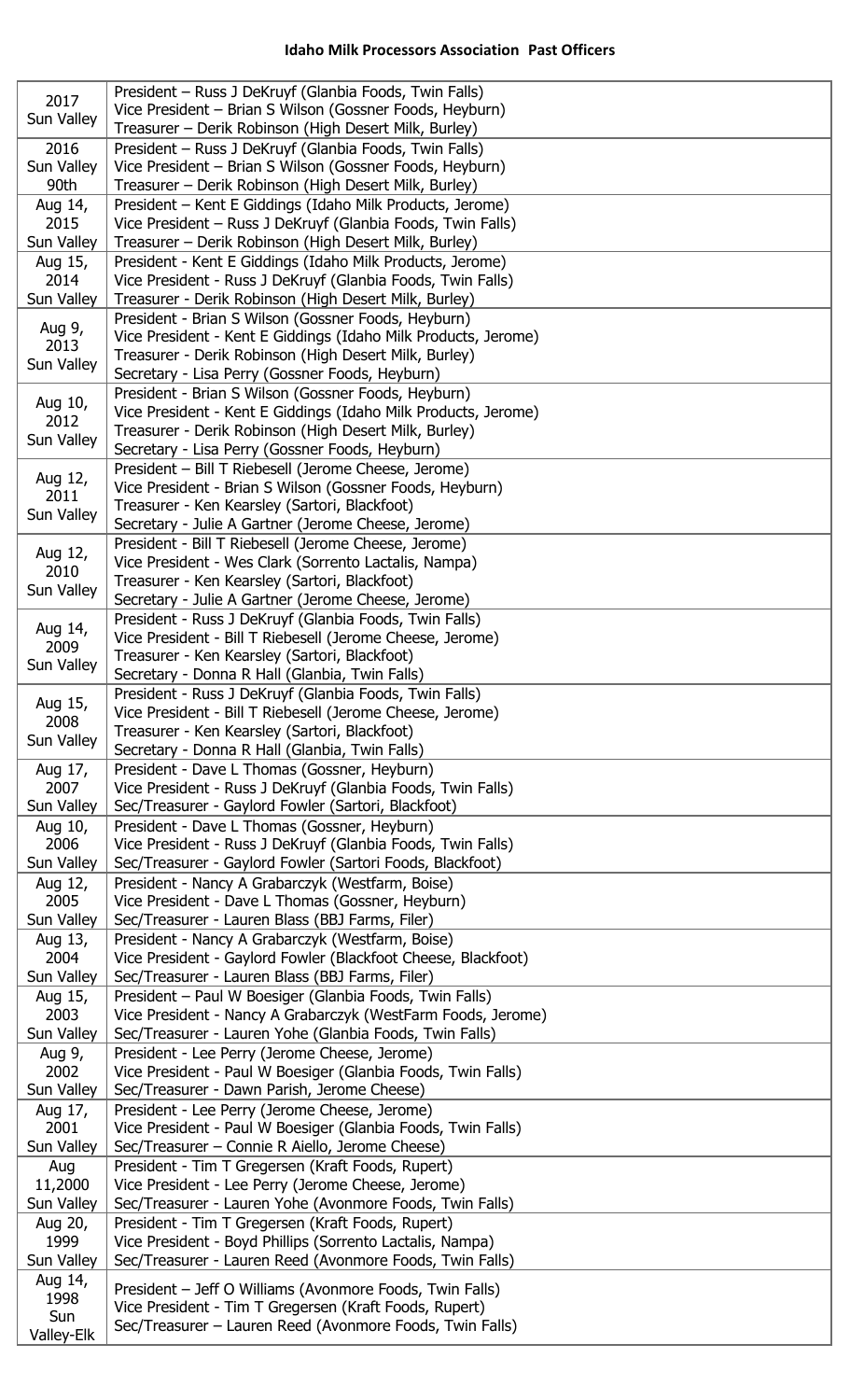**Idaho Milk Processors Association Past Officers**

| | |
|---|---|
| 2017 Sun Valley | President – Russ J DeKruyf (Glanbia Foods, Twin Falls)<br>Vice President – Brian S Wilson (Gossner Foods, Heyburn)<br>Treasurer – Derik Robinson (High Desert Milk, Burley) |
| 2016 Sun Valley 90th | President – Russ J DeKruyf (Glanbia Foods, Twin Falls)<br>Vice President – Brian S Wilson (Gossner Foods, Heyburn)<br>Treasurer – Derik Robinson (High Desert Milk, Burley) |
| Aug 14, 2015 Sun Valley | President – Kent E Giddings (Idaho Milk Products, Jerome)<br>Vice President – Russ J DeKruyf (Glanbia Foods, Twin Falls)<br>Treasurer – Derik Robinson (High Desert Milk, Burley) |
| Aug 15, 2014 Sun Valley | President - Kent E Giddings (Idaho Milk Products, Jerome)<br>Vice President - Russ J DeKruyf (Glanbia Foods, Twin Falls)<br>Treasurer - Derik Robinson (High Desert Milk, Burley) |
| Aug 9, 2013 Sun Valley | President - Brian S Wilson (Gossner Foods, Heyburn)<br>Vice President - Kent E Giddings (Idaho Milk Products, Jerome)<br>Treasurer - Derik Robinson (High Desert Milk, Burley)<br>Secretary - Lisa Perry (Gossner Foods, Heyburn) |
| Aug 10, 2012 Sun Valley | President - Brian S Wilson (Gossner Foods, Heyburn)<br>Vice President - Kent E Giddings (Idaho Milk Products, Jerome)<br>Treasurer - Derik Robinson (High Desert Milk, Burley)<br>Secretary - Lisa Perry (Gossner Foods, Heyburn) |
| Aug 12, 2011 Sun Valley | President – Bill T Riebesell (Jerome Cheese, Jerome)<br>Vice President - Brian S Wilson (Gossner Foods, Heyburn)<br>Treasurer - Ken Kearsley (Sartori, Blackfoot)<br>Secretary - Julie A Gartner (Jerome Cheese, Jerome) |
| Aug 12, 2010 Sun Valley | President - Bill T Riebesell (Jerome Cheese, Jerome)<br>Vice President - Wes Clark (Sorrento Lactalis, Nampa)<br>Treasurer - Ken Kearsley (Sartori, Blackfoot)<br>Secretary - Julie A Gartner (Jerome Cheese, Jerome) |
| Aug 14, 2009 Sun Valley | President - Russ J DeKruyf (Glanbia Foods, Twin Falls)<br>Vice President - Bill T Riebesell (Jerome Cheese, Jerome)<br>Treasurer - Ken Kearsley (Sartori, Blackfoot)<br>Secretary - Donna R Hall (Glanbia, Twin Falls) |
| Aug 15, 2008 Sun Valley | President - Russ J DeKruyf (Glanbia Foods, Twin Falls)<br>Vice President - Bill T Riebesell (Jerome Cheese, Jerome)<br>Treasurer - Ken Kearsley (Sartori, Blackfoot)<br>Secretary - Donna R Hall (Glanbia, Twin Falls) |
| Aug 17, 2007 Sun Valley | President - Dave L Thomas (Gossner, Heyburn)<br>Vice President - Russ J DeKruyf (Glanbia Foods, Twin Falls)<br>Sec/Treasurer - Gaylord Fowler (Sartori, Blackfoot) |
| Aug 10, 2006 Sun Valley | President - Dave L Thomas (Gossner, Heyburn)<br>Vice President - Russ J DeKruyf (Glanbia Foods, Twin Falls)<br>Sec/Treasurer - Gaylord Fowler (Sartori Foods, Blackfoot) |
| Aug 12, 2005 Sun Valley | President - Nancy A Grabarczyk (Westfarm, Boise)<br>Vice President - Dave L Thomas (Gossner, Heyburn)<br>Sec/Treasurer - Lauren Blass (BBJ Farms, Filer) |
| Aug 13, 2004 Sun Valley | President - Nancy A Grabarczyk (Westfarm, Boise)<br>Vice President - Gaylord Fowler (Blackfoot Cheese, Blackfoot)<br>Sec/Treasurer - Lauren Blass (BBJ Farms, Filer) |
| Aug 15, 2003 Sun Valley | President – Paul W Boesiger (Glanbia Foods, Twin Falls)<br>Vice President - Nancy A Grabarczyk (WestFarm Foods, Jerome)<br>Sec/Treasurer - Lauren Yohe (Glanbia Foods, Twin Falls) |
| Aug 9, 2002 Sun Valley | President - Lee Perry (Jerome Cheese, Jerome)<br>Vice President - Paul W Boesiger (Glanbia Foods, Twin Falls)<br>Sec/Treasurer - Dawn Parish, Jerome Cheese) |
| Aug 17, 2001 Sun Valley | President - Lee Perry (Jerome Cheese, Jerome)<br>Vice President - Paul W Boesiger (Glanbia Foods, Twin Falls)<br>Sec/Treasurer – Connie R Aiello, Jerome Cheese) |
| Aug 11,2000 Sun Valley | President - Tim T Gregersen (Kraft Foods, Rupert)<br>Vice President - Lee Perry (Jerome Cheese, Jerome)<br>Sec/Treasurer - Lauren Yohe (Avonmore Foods, Twin Falls) |
| Aug 20, 1999 Sun Valley | President - Tim T Gregersen (Kraft Foods, Rupert)<br>Vice President - Boyd Phillips (Sorrento Lactalis, Nampa)<br>Sec/Treasurer - Lauren Reed (Avonmore Foods, Twin Falls) |
| Aug 14, 1998 Sun Valley-Elk | President – Jeff O Williams (Avonmore Foods, Twin Falls)<br>Vice President - Tim T Gregersen (Kraft Foods, Rupert)<br>Sec/Treasurer – Lauren Reed (Avonmore Foods, Twin Falls) |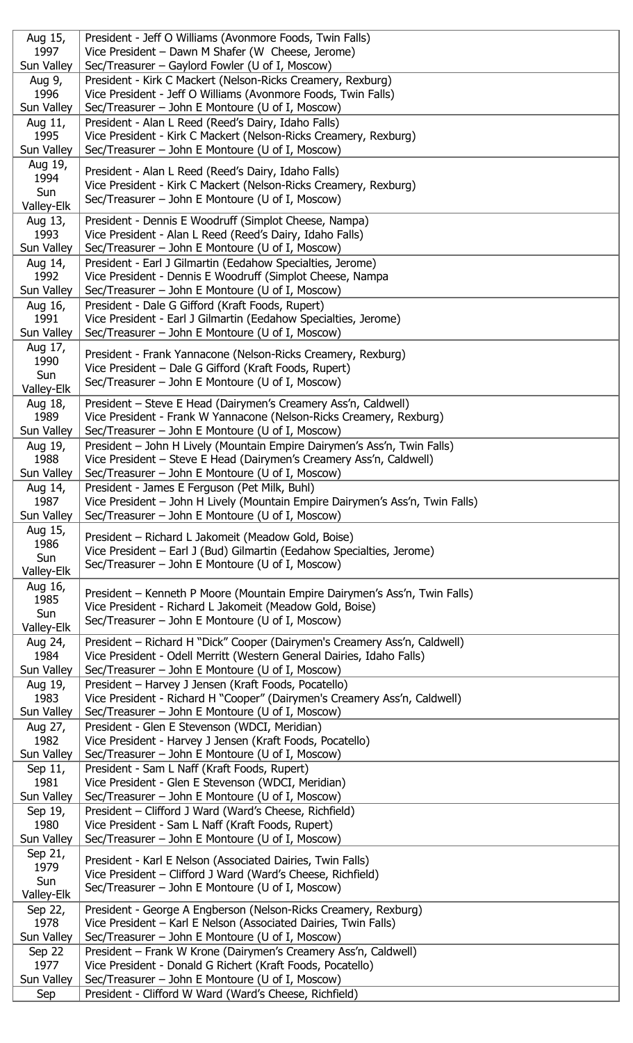| | |
|---|---|
| Aug 15, 1997 Sun Valley | President - Jeff O Williams (Avonmore Foods, Twin Falls)<br>Vice President – Dawn M Shafer (W Cheese, Jerome)<br>Sec/Treasurer – Gaylord Fowler (U of I, Moscow) |
| Aug 9, 1996 Sun Valley | President - Kirk C Mackert (Nelson-Ricks Creamery, Rexburg)<br>Vice President - Jeff O Williams (Avonmore Foods, Twin Falls)<br>Sec/Treasurer – John E Montoure (U of I, Moscow) |
| Aug 11, 1995 Sun Valley | President - Alan L Reed (Reed's Dairy, Idaho Falls)<br>Vice President - Kirk C Mackert (Nelson-Ricks Creamery, Rexburg)<br>Sec/Treasurer – John E Montoure (U of I, Moscow) |
| Aug 19, 1994 Sun Valley-Elk | President - Alan L Reed (Reed's Dairy, Idaho Falls)<br>Vice President - Kirk C Mackert (Nelson-Ricks Creamery, Rexburg)<br>Sec/Treasurer – John E Montoure (U of I, Moscow) |
| Aug 13, 1993 Sun Valley | President - Dennis E Woodruff (Simplot Cheese, Nampa)<br>Vice President - Alan L Reed (Reed's Dairy, Idaho Falls)<br>Sec/Treasurer – John E Montoure (U of I, Moscow) |
| Aug 14, 1992 Sun Valley | President - Earl J Gilmartin (Eedahow Specialties, Jerome)<br>Vice President - Dennis E Woodruff (Simplot Cheese, Nampa<br>Sec/Treasurer – John E Montoure (U of I, Moscow) |
| Aug 16, 1991 Sun Valley | President - Dale G Gifford (Kraft Foods, Rupert)<br>Vice President - Earl J Gilmartin (Eedahow Specialties, Jerome)<br>Sec/Treasurer – John E Montoure (U of I, Moscow) |
| Aug 17, 1990 Sun Valley-Elk | President - Frank Yannacone (Nelson-Ricks Creamery, Rexburg)<br>Vice President – Dale G Gifford (Kraft Foods, Rupert)<br>Sec/Treasurer – John E Montoure (U of I, Moscow) |
| Aug 18, 1989 Sun Valley | President – Steve E Head (Dairymen's Creamery Ass'n, Caldwell)<br>Vice President - Frank W Yannacone (Nelson-Ricks Creamery, Rexburg)<br>Sec/Treasurer – John E Montoure (U of I, Moscow) |
| Aug 19, 1988 Sun Valley | President – John H Lively (Mountain Empire Dairymen's Ass'n, Twin Falls)<br>Vice President – Steve E Head (Dairymen's Creamery Ass'n, Caldwell)<br>Sec/Treasurer – John E Montoure (U of I, Moscow) |
| Aug 14, 1987 Sun Valley | President - James E Ferguson (Pet Milk, Buhl)<br>Vice President – John H Lively (Mountain Empire Dairymen's Ass'n, Twin Falls)<br>Sec/Treasurer – John E Montoure (U of I, Moscow) |
| Aug 15, 1986 Sun Valley-Elk | President – Richard L Jakomeit (Meadow Gold, Boise)<br>Vice President – Earl J (Bud) Gilmartin (Eedahow Specialties, Jerome)<br>Sec/Treasurer – John E Montoure (U of I, Moscow) |
| Aug 16, 1985 Sun Valley-Elk | President – Kenneth P Moore (Mountain Empire Dairymen's Ass'n, Twin Falls)<br>Vice President - Richard L Jakomeit (Meadow Gold, Boise)<br>Sec/Treasurer – John E Montoure (U of I, Moscow) |
| Aug 24, 1984 Sun Valley | President – Richard H "Dick" Cooper (Dairymen's Creamery Ass'n, Caldwell)<br>Vice President - Odell Merritt (Western General Dairies, Idaho Falls)<br>Sec/Treasurer – John E Montoure (U of I, Moscow) |
| Aug 19, 1983 Sun Valley | President – Harvey J Jensen (Kraft Foods, Pocatello)<br>Vice President - Richard H "Cooper" (Dairymen's Creamery Ass'n, Caldwell)<br>Sec/Treasurer – John E Montoure (U of I, Moscow) |
| Aug 27, 1982 Sun Valley | President - Glen E Stevenson (WDCI, Meridian)<br>Vice President - Harvey J Jensen (Kraft Foods, Pocatello)<br>Sec/Treasurer – John E Montoure (U of I, Moscow) |
| Sep 11, 1981 Sun Valley | President - Sam L Naff (Kraft Foods, Rupert)<br>Vice President - Glen E Stevenson (WDCI, Meridian)<br>Sec/Treasurer – John E Montoure (U of I, Moscow) |
| Sep 19, 1980 Sun Valley | President – Clifford J Ward (Ward's Cheese, Richfield)<br>Vice President - Sam L Naff (Kraft Foods, Rupert)<br>Sec/Treasurer – John E Montoure (U of I, Moscow) |
| Sep 21, 1979 Sun Valley-Elk | President - Karl E Nelson (Associated Dairies, Twin Falls)<br>Vice President – Clifford J Ward (Ward's Cheese, Richfield)<br>Sec/Treasurer – John E Montoure (U of I, Moscow) |
| Sep 22, 1978 Sun Valley | President - George A Engberson (Nelson-Ricks Creamery, Rexburg)<br>Vice President – Karl E Nelson (Associated Dairies, Twin Falls)<br>Sec/Treasurer – John E Montoure (U of I, Moscow) |
| Sep 22 1977 Sun Valley | President – Frank W Krone (Dairymen's Creamery Ass'n, Caldwell)<br>Vice President - Donald G Richert (Kraft Foods, Pocatello)<br>Sec/Treasurer – John E Montoure (U of I, Moscow) |
| Sep | President - Clifford W Ward (Ward's Cheese, Richfield) |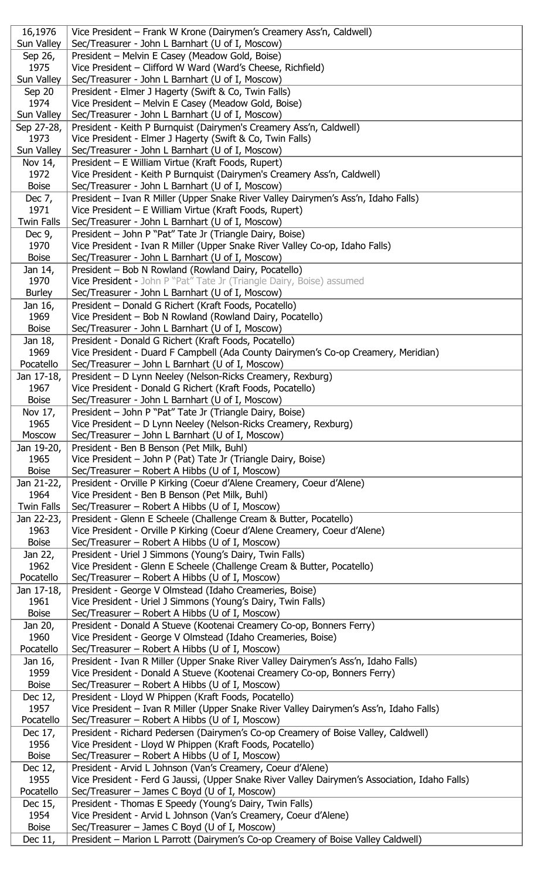| | |
|---|---|
| 16,1976 Sun Valley | Vice President – Frank W Krone (Dairymen's Creamery Ass'n, Caldwell)<br>Sec/Treasurer - John L Barnhart (U of I, Moscow) |
| Sep 26, 1975 Sun Valley | President – Melvin E Casey (Meadow Gold, Boise)<br>Vice President – Clifford W Ward (Ward's Cheese, Richfield)<br>Sec/Treasurer - John L Barnhart (U of I, Moscow) |
| Sep 20 1974 Sun Valley | President - Elmer J Hagerty (Swift & Co, Twin Falls)<br>Vice President – Melvin E Casey (Meadow Gold, Boise)<br>Sec/Treasurer - John L Barnhart (U of I, Moscow) |
| Sep 27-28, 1973 Sun Valley | President - Keith P Burnquist (Dairymen's Creamery Ass'n, Caldwell)<br>Vice President - Elmer J Hagerty (Swift & Co, Twin Falls)<br>Sec/Treasurer - John L Barnhart (U of I, Moscow) |
| Nov 14, 1972 Boise | President – E William Virtue (Kraft Foods, Rupert)<br>Vice President - Keith P Burnquist (Dairymen's Creamery Ass'n, Caldwell)<br>Sec/Treasurer - John L Barnhart (U of I, Moscow) |
| Dec 7, 1971 Twin Falls | President – Ivan R Miller (Upper Snake River Valley Dairymen's Ass'n, Idaho Falls)<br>Vice President – E William Virtue (Kraft Foods, Rupert)<br>Sec/Treasurer - John L Barnhart (U of I, Moscow) |
| Dec 9, 1970 Boise | President – John P "Pat" Tate Jr (Triangle Dairy, Boise)<br>Vice President - Ivan R Miller (Upper Snake River Valley Co-op, Idaho Falls)<br>Sec/Treasurer - John L Barnhart (U of I, Moscow) |
| Jan 14, 1970 Burley | President – Bob N Rowland (Rowland Dairy, Pocatello)<br>Vice President - John P "Pat" Tate Jr (Triangle Dairy, Boise) assumed<br>Sec/Treasurer - John L Barnhart (U of I, Moscow) |
| Jan 16, 1969 Boise | President – Donald G Richert (Kraft Foods, Pocatello)<br>Vice President – Bob N Rowland (Rowland Dairy, Pocatello)<br>Sec/Treasurer - John L Barnhart (U of I, Moscow) |
| Jan 18, 1969 Pocatello | President - Donald G Richert (Kraft Foods, Pocatello)<br>Vice President - Duard F Campbell (Ada County Dairymen's Co-op Creamery, Meridian)<br>Sec/Treasurer – John L Barnhart (U of I, Moscow) |
| Jan 17-18, 1967 Boise | President – D Lynn Neeley (Nelson-Ricks Creamery, Rexburg)<br>Vice President - Donald G Richert (Kraft Foods, Pocatello)<br>Sec/Treasurer - John L Barnhart (U of I, Moscow) |
| Nov 17, 1965 Moscow | President – John P "Pat" Tate Jr (Triangle Dairy, Boise)<br>Vice President – D Lynn Neeley (Nelson-Ricks Creamery, Rexburg)<br>Sec/Treasurer – John L Barnhart (U of I, Moscow) |
| Jan 19-20, 1965 Boise | President: Ben B Benson (Pet Milk, Buhl)<br>Vice President – John P (Pat) Tate Jr (Triangle Dairy, Boise)<br>Sec/Treasurer – Robert A Hibbs (U of I, Moscow) |
| Jan 21-22, 1964 Twin Falls | President - Orville P Kirking (Coeur d'Alene Creamery, Coeur d'Alene)<br>Vice President - Ben B Benson (Pet Milk, Buhl)<br>Sec/Treasurer – Robert A Hibbs (U of I, Moscow) |
| Jan 22-23, 1963 Boise | President - Glenn E Scheele (Challenge Cream & Butter, Pocatello)<br>Vice President - Orville P Kirking (Coeur d'Alene Creamery, Coeur d'Alene)<br>Sec/Treasurer – Robert A Hibbs (U of I, Moscow) |
| Jan 22, 1962 Pocatello | President - Uriel J Simmons (Young's Dairy, Twin Falls)<br>Vice President - Glenn E Scheele (Challenge Cream & Butter, Pocatello)<br>Sec/Treasurer – Robert A Hibbs (U of I, Moscow) |
| Jan 17-18, 1961 Boise | President - George V Olmstead (Idaho Creameries, Boise)<br>Vice President - Uriel J Simmons (Young's Dairy, Twin Falls)<br>Sec/Treasurer – Robert A Hibbs (U of I, Moscow) |
| Jan 20, 1960 Pocatello | President - Donald A Stueve (Kootenai Creamery Co-op, Bonners Ferry)<br>Vice President - George V Olmstead (Idaho Creameries, Boise)<br>Sec/Treasurer – Robert A Hibbs (U of I, Moscow) |
| Jan 16, 1959 Boise | President - Ivan R Miller (Upper Snake River Valley Dairymen's Ass'n, Idaho Falls)<br>Vice President - Donald A Stueve (Kootenai Creamery Co-op, Bonners Ferry)<br>Sec/Treasurer – Robert A Hibbs (U of I, Moscow) |
| Dec 12, 1957 Pocatello | President - Lloyd W Phippen (Kraft Foods, Pocatello)<br>Vice President – Ivan R Miller (Upper Snake River Valley Dairymen's Ass'n, Idaho Falls)<br>Sec/Treasurer – Robert A Hibbs (U of I, Moscow) |
| Dec 17, 1956 Boise | President - Richard Pedersen (Dairymen's Co-op Creamery of Boise Valley, Caldwell)<br>Vice President - Lloyd W Phippen (Kraft Foods, Pocatello)<br>Sec/Treasurer – Robert A Hibbs (U of I, Moscow) |
| Dec 12, 1955 Pocatello | President - Arvid L Johnson (Van's Creamery, Coeur d'Alene)<br>Vice President - Ferd G Jaussi, (Upper Snake River Valley Dairymen's Association, Idaho Falls)<br>Sec/Treasurer – James C Boyd (U of I, Moscow) |
| Dec 15, 1954 Boise | President - Thomas E Speedy (Young's Dairy, Twin Falls)<br>Vice President - Arvid L Johnson (Van's Creamery, Coeur d'Alene)<br>Sec/Treasurer – James C Boyd (U of I, Moscow) |
| Dec 11, | President – Marion L Parrott (Dairymen's Co-op Creamery of Boise Valley Caldwell) |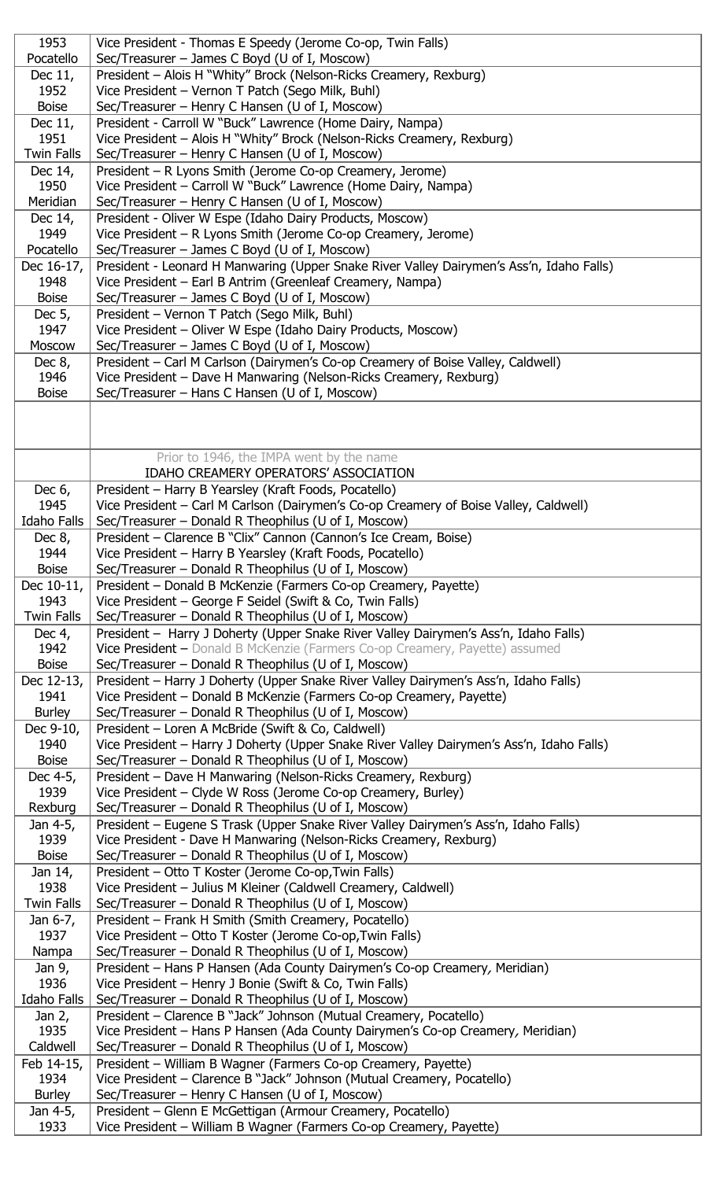| | |
|---|---|
| 1953<br>Pocatello | Vice President - Thomas E Speedy (Jerome Co-op, Twin Falls)<br>Sec/Treasurer – James C Boyd (U of I, Moscow) |
| Dec 11,<br>1952<br>Boise | President – Alois H "Whity" Brock (Nelson-Ricks Creamery, Rexburg)<br>Vice President – Vernon T Patch (Sego Milk, Buhl)<br>Sec/Treasurer – Henry C Hansen (U of I, Moscow) |
| Dec 11,<br>1951<br>Twin Falls | President - Carroll W "Buck" Lawrence (Home Dairy, Nampa)<br>Vice President – Alois H "Whity" Brock (Nelson-Ricks Creamery, Rexburg)<br>Sec/Treasurer – Henry C Hansen (U of I, Moscow) |
| Dec 14,<br>1950<br>Meridian | President – R Lyons Smith (Jerome Co-op Creamery, Jerome)<br>Vice President – Carroll W "Buck" Lawrence (Home Dairy, Nampa)<br>Sec/Treasurer – Henry C Hansen (U of I, Moscow) |
| Dec 14,<br>1949<br>Pocatello | President - Oliver W Espe (Idaho Dairy Products, Moscow)<br>Vice President – R Lyons Smith (Jerome Co-op Creamery, Jerome)<br>Sec/Treasurer – James C Boyd (U of I, Moscow) |
| Dec 16-17,<br>1948<br>Boise | President - Leonard H Manwaring (Upper Snake River Valley Dairymen's Ass'n, Idaho Falls)<br>Vice President – Earl B Antrim (Greenleaf Creamery, Nampa)<br>Sec/Treasurer – James C Boyd (U of I, Moscow) |
| Dec 5,<br>1947<br>Moscow | President – Vernon T Patch (Sego Milk, Buhl)<br>Vice President – Oliver W Espe (Idaho Dairy Products, Moscow)<br>Sec/Treasurer – James C Boyd (U of I, Moscow) |
| Dec 8,<br>1946<br>Boise | President – Carl M Carlson (Dairymen's Co-op Creamery of Boise Valley, Caldwell)<br>Vice President – Dave H Manwaring (Nelson-Ricks Creamery, Rexburg)<br>Sec/Treasurer – Hans C Hansen (U of I, Moscow) |
| | |
| | Prior to 1946, the IMPA went by the name<br>IDAHO CREAMERY OPERATORS' ASSOCIATION |
| Dec 6,<br>1945<br>Idaho Falls | President – Harry B Yearsley (Kraft Foods, Pocatello)<br>Vice President – Carl M Carlson (Dairymen's Co-op Creamery of Boise Valley, Caldwell)<br>Sec/Treasurer – Donald R Theophilus (U of I, Moscow) |
| Dec 8,<br>1944<br>Boise | President – Clarence B "Clix" Cannon (Cannon's Ice Cream, Boise)<br>Vice President – Harry B Yearsley (Kraft Foods, Pocatello)<br>Sec/Treasurer – Donald R Theophilus (U of I, Moscow) |
| Dec 10-11,<br>1943<br>Twin Falls | President – Donald B McKenzie (Farmers Co-op Creamery, Payette)<br>Vice President – George F Seidel (Swift & Co, Twin Falls)<br>Sec/Treasurer – Donald R Theophilus (U of I, Moscow) |
| Dec 4,<br>1942<br>Boise | President – Harry J Doherty (Upper Snake River Valley Dairymen's Ass'n, Idaho Falls)<br>**Vice President** – Donald B McKenzie (Farmers Co-op Creamery, Payette) assumed<br>Sec/Treasurer – Donald R Theophilus (U of I, Moscow) |
| Dec 12-13,<br>1941<br>Burley | President – Harry J Doherty (Upper Snake River Valley Dairymen's Ass'n, Idaho Falls)<br>Vice President – Donald B McKenzie (Farmers Co-op Creamery, Payette)<br>Sec/Treasurer – Donald R Theophilus (U of I, Moscow) |
| Dec 9-10,<br>1940<br>Boise | President – Loren A McBride (Swift & Co, Caldwell)<br>Vice President – Harry J Doherty (Upper Snake River Valley Dairymen's Ass'n, Idaho Falls)<br>Sec/Treasurer – Donald R Theophilus (U of I, Moscow) |
| Dec 4-5,<br>1939<br>Rexburg | President – Dave H Manwaring (Nelson-Ricks Creamery, Rexburg)<br>Vice President – Clyde W Ross (Jerome Co-op Creamery, Burley)<br>Sec/Treasurer – Donald R Theophilus (U of I, Moscow) |
| Jan 4-5,<br>1939<br>Boise | President – Eugene S Trask (Upper Snake River Valley Dairymen's Ass'n, Idaho Falls)<br>Vice President - Dave H Manwaring (Nelson-Ricks Creamery, Rexburg)<br>Sec/Treasurer – Donald R Theophilus (U of I, Moscow) |
| Jan 14,<br>1938<br>Twin Falls | President – Otto T Koster (Jerome Co-op,Twin Falls)<br>Vice President – Julius M Kleiner (Caldwell Creamery, Caldwell)<br>Sec/Treasurer – Donald R Theophilus (U of I, Moscow) |
| Jan 6-7,<br>1937<br>Nampa | President – Frank H Smith (Smith Creamery, Pocatello)<br>Vice President – Otto T Koster (Jerome Co-op,Twin Falls)<br>Sec/Treasurer – Donald R Theophilus (U of I, Moscow) |
| Jan 9,<br>1936<br>Idaho Falls | President – Hans P Hansen (Ada County Dairymen's Co-op Creamery, Meridian)<br>Vice President – Henry J Bonie (Swift & Co, Twin Falls)<br>Sec/Treasurer – Donald R Theophilus (U of I, Moscow) |
| Jan 2,<br>1935<br>Caldwell | President – Clarence B "Jack" Johnson (Mutual Creamery, Pocatello)<br>Vice President – Hans P Hansen (Ada County Dairymen's Co-op Creamery, Meridian)<br>Sec/Treasurer – Donald R Theophilus (U of I, Moscow) |
| Feb 14-15,<br>1934<br>Burley | President – William B Wagner (Farmers Co-op Creamery, Payette)<br>Vice President – Clarence B "Jack" Johnson (Mutual Creamery, Pocatello)<br>Sec/Treasurer – Henry C Hansen (U of I, Moscow) |
| Jan 4-5,<br>1933 | President – Glenn E McGettigan (Armour Creamery, Pocatello)<br>Vice President – William B Wagner (Farmers Co-op Creamery, Payette) |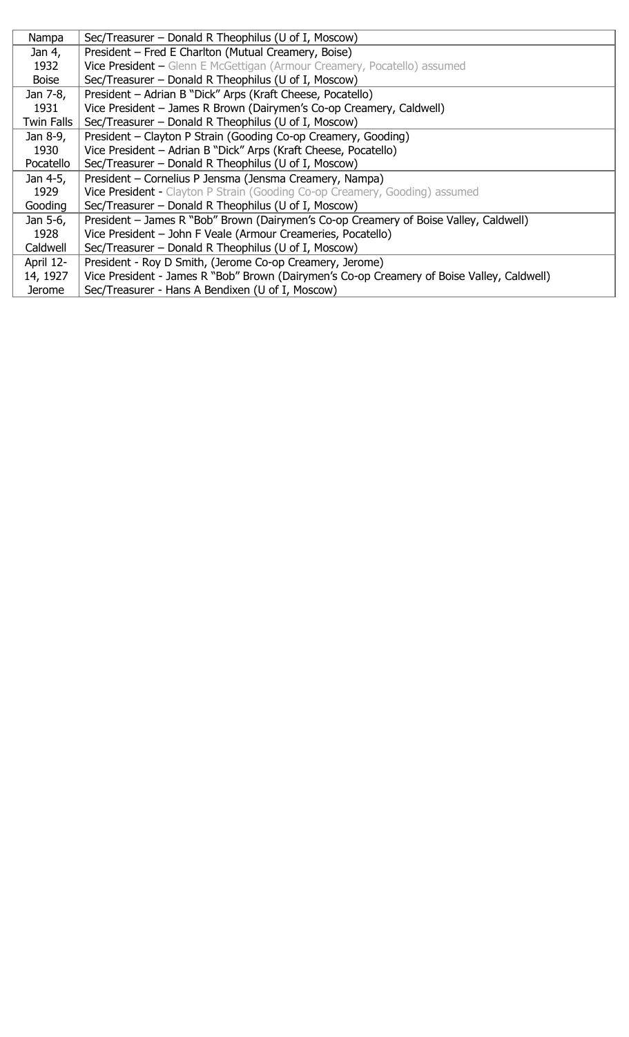| | |
|---|---|
| Nampa | Sec/Treasurer – Donald R Theophilus (U of I, Moscow) |
| Jan 4, 1932 Boise | President – Fred E Charlton (Mutual Creamery, Boise)<br>**Vice President** – Glenn E McGettigan (Armour Creamery, Pocatello) assumed<br>Sec/Treasurer – Donald R Theophilus (U of I, Moscow) |
| Jan 7-8, 1931 Twin Falls | President – Adrian B "Dick" Arps (Kraft Cheese, Pocatello)<br>Vice President – James R Brown (Dairymen's Co-op Creamery, Caldwell)<br>Sec/Treasurer – Donald R Theophilus (U of I, Moscow) |
| Jan 8-9, 1930 Pocatello | President – Clayton P Strain (Gooding Co-op Creamery, Gooding)<br>Vice President – Adrian B "Dick" Arps (Kraft Cheese, Pocatello)<br>Sec/Treasurer – Donald R Theophilus (U of I, Moscow) |
| Jan 4-5, 1929 Gooding | President – Cornelius P Jensma (Jensma Creamery, Nampa)<br>**Vice President** - Clayton P Strain (Gooding Co-op Creamery, Gooding) assumed<br>Sec/Treasurer – Donald R Theophilus (U of I, Moscow) |
| Jan 5-6, 1928 Caldwell | President – James R "Bob" Brown (Dairymen's Co-op Creamery of Boise Valley, Caldwell)<br>Vice President – John F Veale (Armour Creameries, Pocatello)<br>Sec/Treasurer – Donald R Theophilus (U of I, Moscow) |
| April 12-14, 1927 Jerome | President - Roy D Smith, (Jerome Co-op Creamery, Jerome)<br>Vice President - James R "Bob" Brown (Dairymen's Co-op Creamery of Boise Valley, Caldwell)<br>Sec/Treasurer - Hans A Bendixen (U of I, Moscow) |